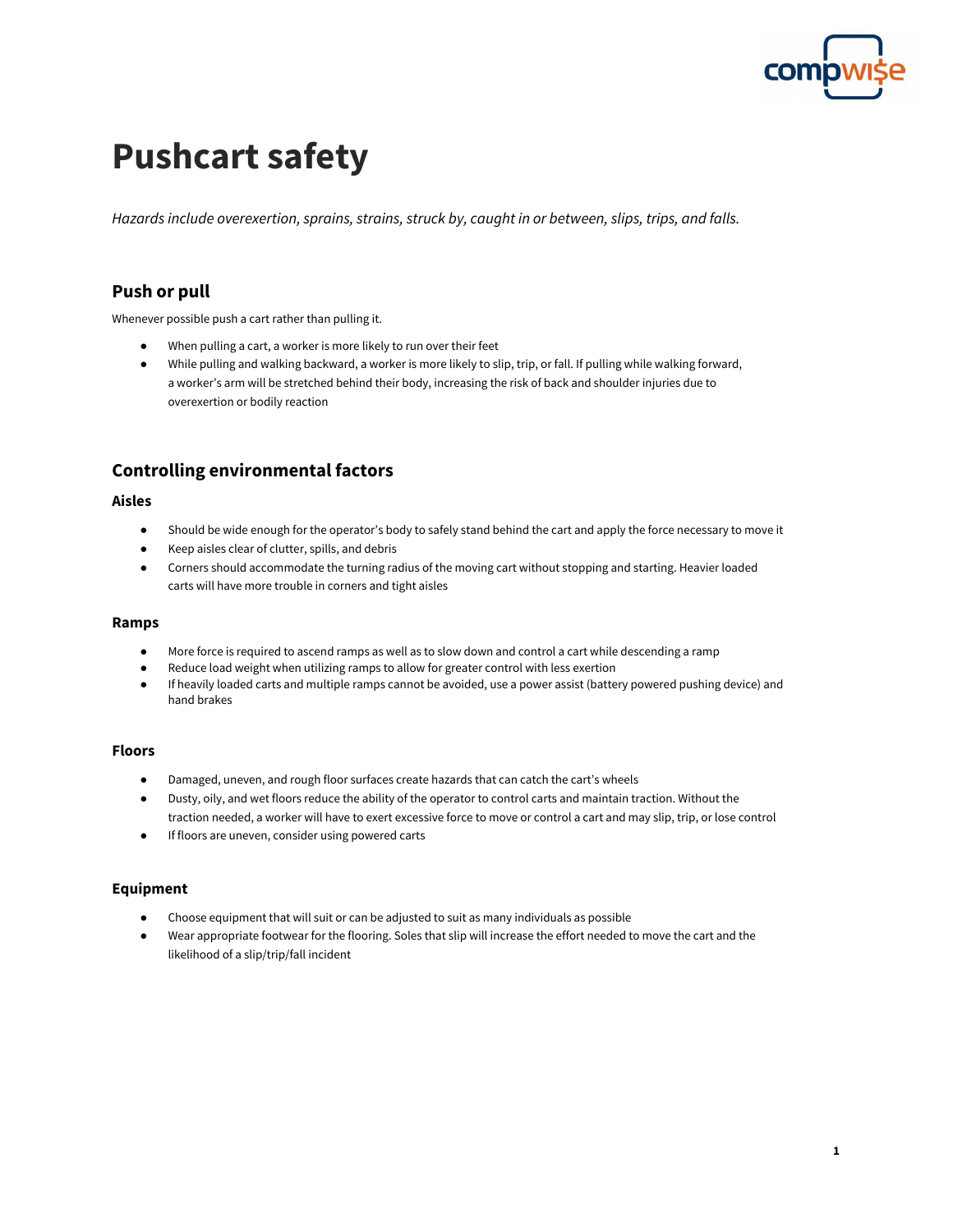# Pushcart safety

*Hazards include overexertion, sprains, strains, struck by, caught in or between, slips, trips, and falls.*

## Push or pull

Whenever possible push a cart rather than pulling it.

- When pulling a cart, a worker is more likely to run over their feet
- While pulling and walking backward, a worker is more likely to slip, trip, or fall. If pulling while walking forward, a worker's arm will be stretched behind their body, increasing the risk of back and shoulder injuries due to overexertion or bodily reaction

## Controlling environmental factors

### Aisles

- Should be wide enough for the operator's body to safely stand behind the cart and apply the force necessary to move it
- Keep aisles clear of clutter, spills, and debris
- Corners should accommodate the turning radius of the moving cart without stopping and starting. Heavier loaded carts will have more trouble in corners and tight aisles

### Ramps

- More force is required to ascend ramps as well as to slow down and control a cart while descending a ramp
- Reduce load weight when utilizing ramps to allow for greater control with less exertion
- If heavily loaded carts and multiple ramps cannot be avoided, use a power assist (battery powered pushing device) and hand brakes

### Floors

- Damaged, uneven, and rough floor surfaces create hazards that can catch the cart's wheels
- Dusty, oily, and wet floors reduce the ability of the operator to control carts and maintain traction. Without the traction needed, a worker will have to exert excessive force to move or control a cart and may slip, trip, or lose control
- If floors are uneven, consider using powered carts

### Equipment

- Choose equipment that will suit or can be adjusted to suit as many individuals as possible
- Wear appropriate footwear for the flooring. Soles that slip will increase the effort needed to move the cart and the likelihood of a slip/trip/fall incident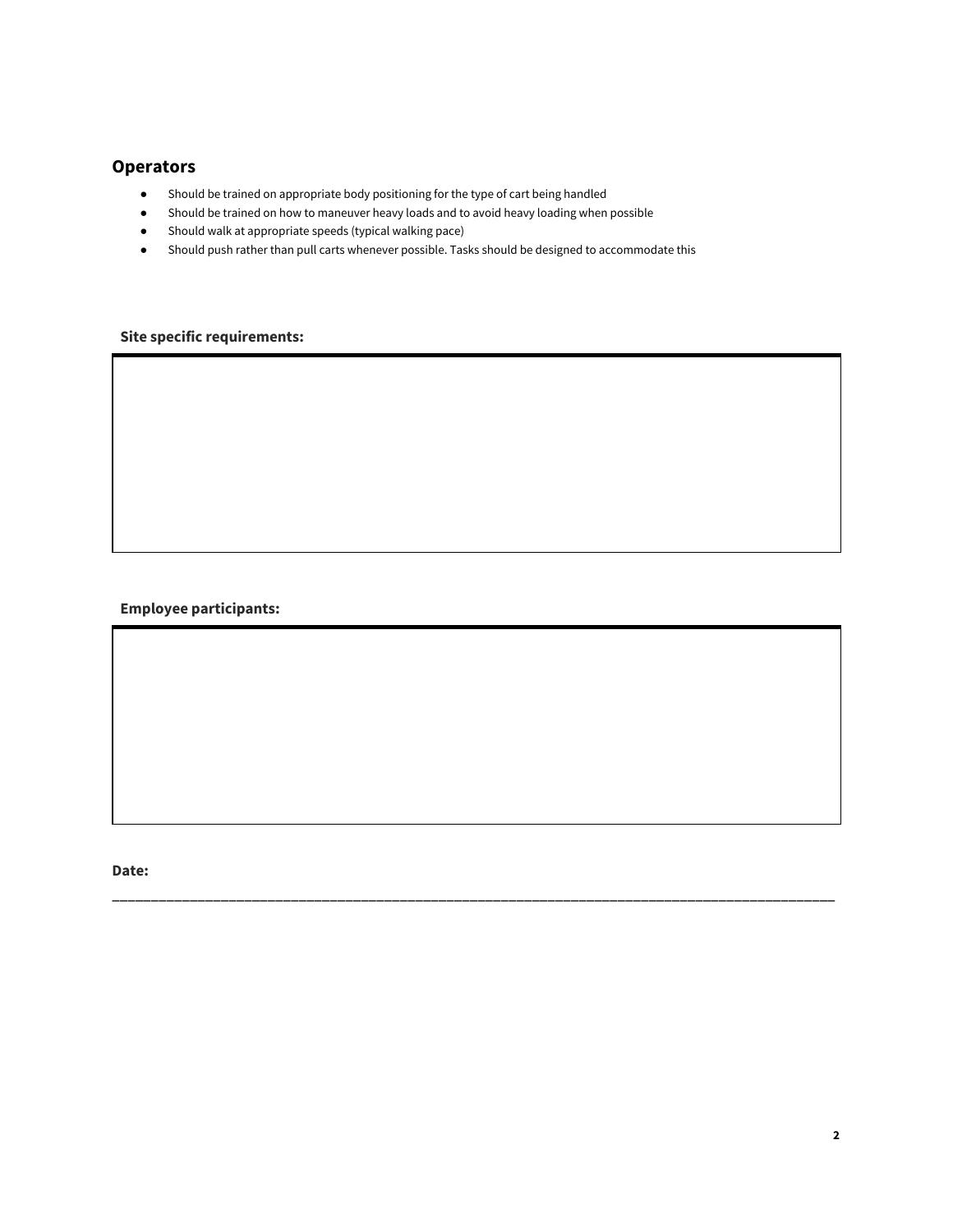## Operators

- Should be trained on appropriate body positioning for the type of cart being handled
- Should be trained on how to maneuver heavy loads and to avoid heavy loading when possible
- Should walk at appropriate speeds (typical walking pace)
- Should push rather than pull carts whenever possible. Tasks should be designed to accommodate this

**Site specific requirements:**

**Employee participants:**

**Date:**

____________________________________________________________________________________________